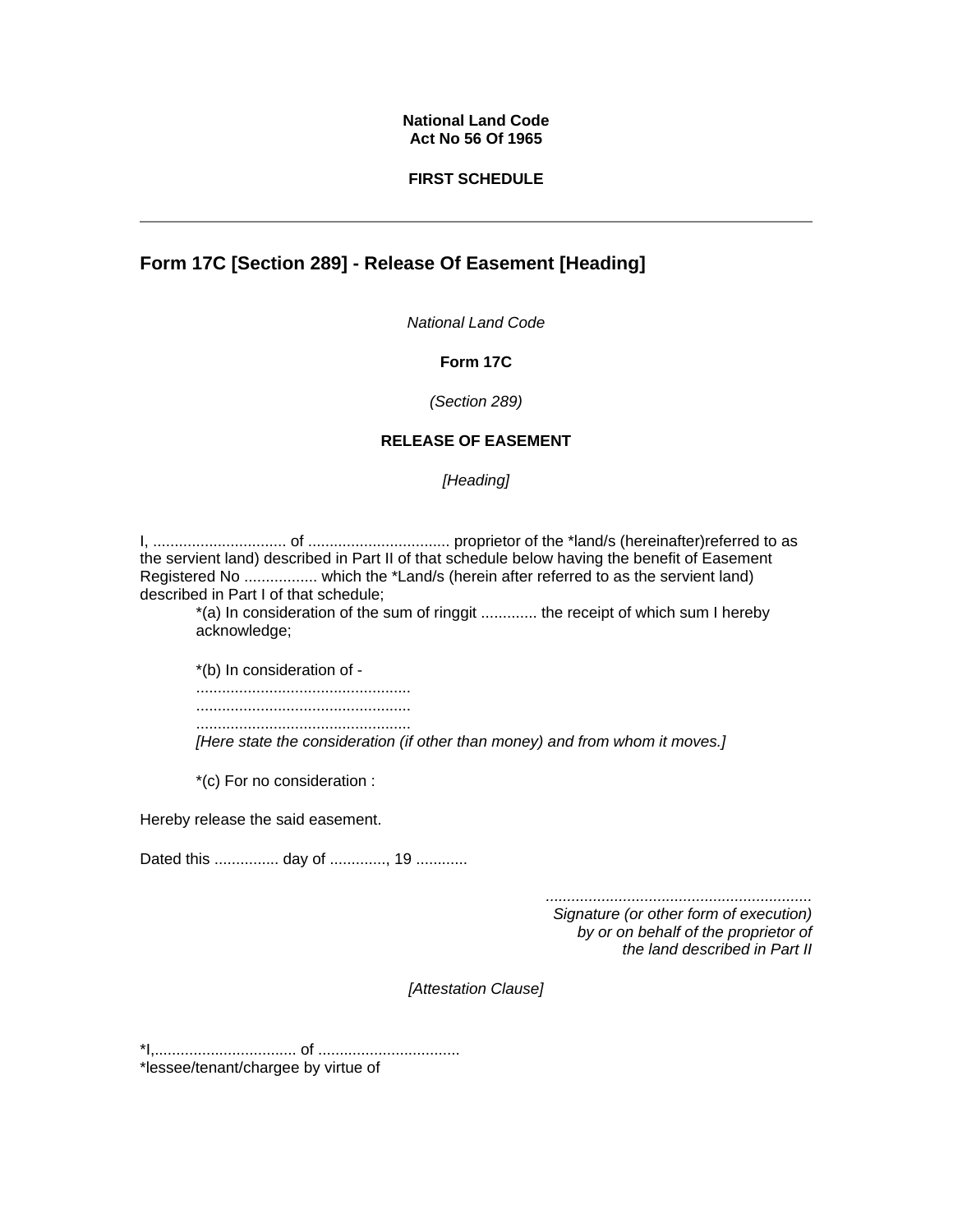**National Land Code**
**Act No 56 Of 1965**

**FIRST SCHEDULE**

---

## Form 17C [Section 289] - Release Of Easement [Heading]

*National Land Code*

**Form 17C**

*(Section 289)*

**RELEASE OF EASEMENT**

*[Heading]*

I, ............................... of ................................. proprietor of the *land/s (hereinafter)referred to as the servient land) described in Part II of that schedule below having the benefit of Easement Registered No ................. which the *Land/s (herein after referred to as the servient land) described in Part I of that schedule;

> *(a) In consideration of the sum of ringgit ............. the receipt of which sum I hereby acknowledge;
>
> *(b) In consideration of -
> .................................................
> .................................................
> .................................................
> *[Here state the consideration (if other than money) and from whom it moves.]*
>
> *(c) For no consideration :

Hereby release the said easement.

Dated this ............... day of ............., 19 ............

.............................................................
*Signature (or other form of execution)*
*by or on behalf of the proprietor of*
*the land described in Part II*

*[Attestation Clause]*

*I,................................. of .................................
*lessee/tenant/chargee by virtue of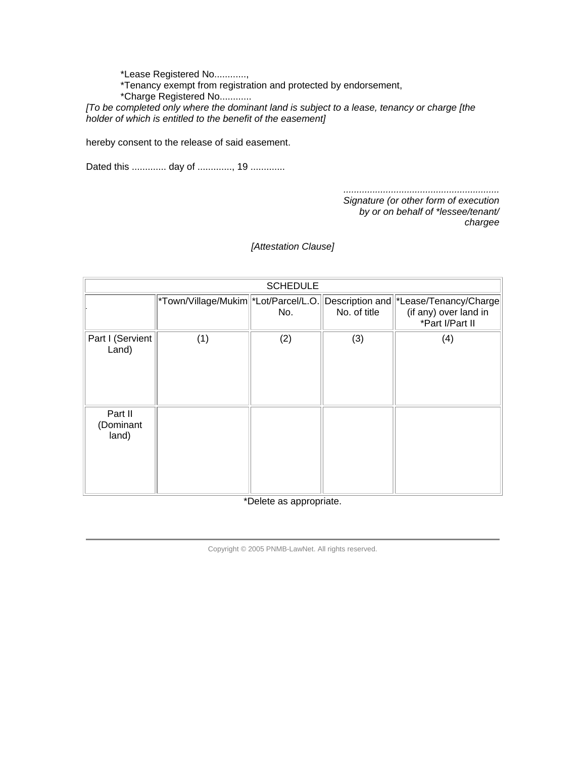*Lease Registered No............,  
*Tenancy exempt from registration and protected by endorsement,  
*Charge Registered No............

*[To be completed only where the dominant land is subject to a lease, tenancy or charge [the holder of which is entitled to the benefit of the easement]*

hereby consent to the release of said easement.

Dated this ............. day of ............., 19 .............

..........................................................  
*Signature (or other form of execution by or on behalf of *lessee/tenant/ chargee*

*[Attestation Clause]*

| SCHEDULE | | | | |
|---|---|---|---|---|
| | *Town/Village/Mukim | *Lot/Parcel/L.O. No. | Description and No. of title | *Lease/Tenancy/Charge (if any) over land in *Part I/Part II |
| Part I (Servient Land) | (1) | (2) | (3) | (4) |
| Part II (Dominant land) | | | | |

*Delete as appropriate.

Copyright © 2005 PNMB-LawNet. All rights reserved.